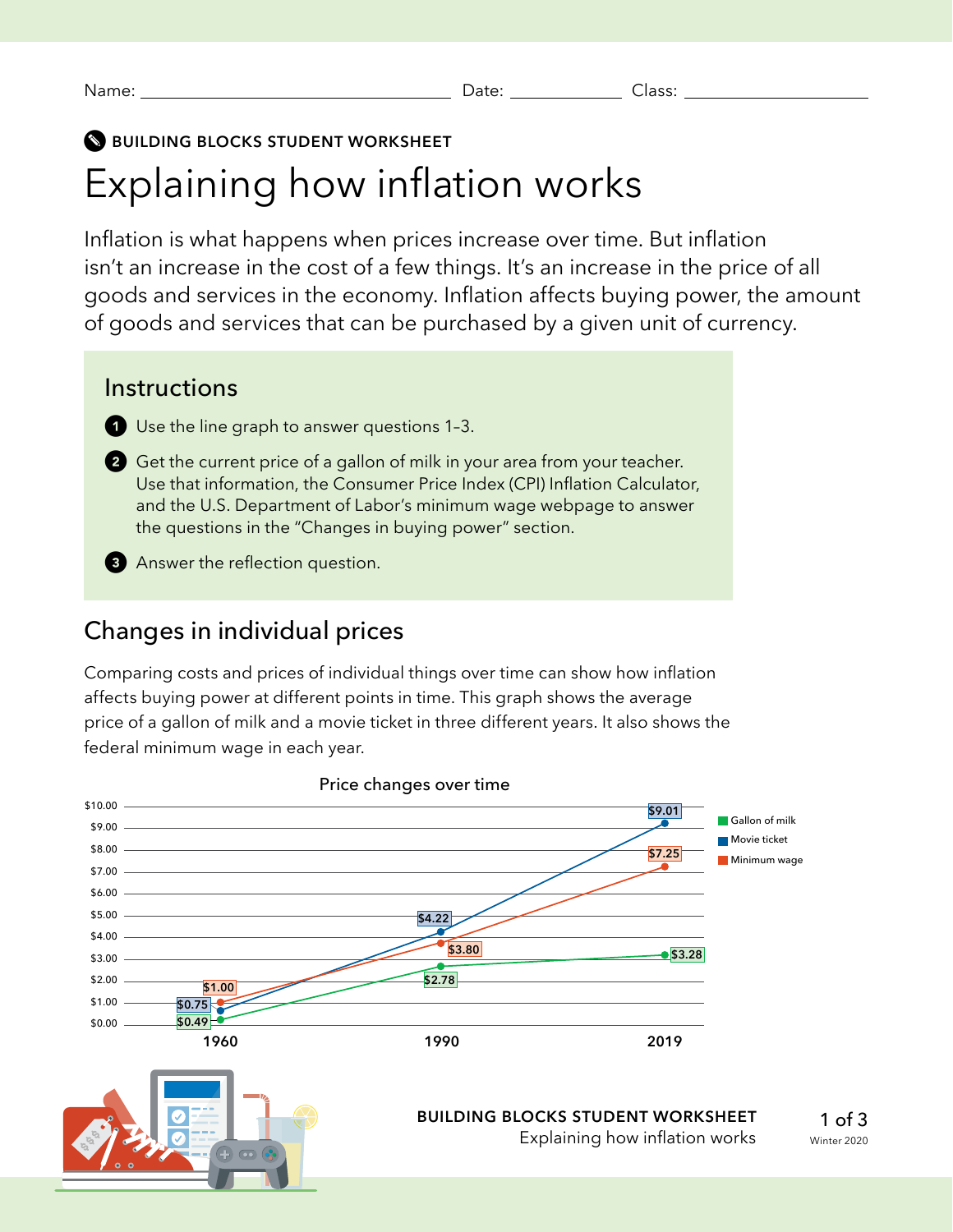Name: ______________________ Date: ____________ Class: ________________

**BUILDING BLOCKS STUDENT WORKSHEET**

# Explaining how inflation works

Inflation is what happens when prices increase over time. But inflation isn't an increase in the cost of a few things. It's an increase in the price of all goods and services in the economy. Inflation affects buying power, the amount of goods and services that can be purchased by a given unit of currency.

## Instructions

1. Use the line graph to answer questions 1–3.
2. Get the current price of a gallon of milk in your area from your teacher. Use that information, the Consumer Price Index (CPI) Inflation Calculator, and the U.S. Department of Labor's minimum wage webpage to answer the questions in the "Changes in buying power" section.
3. Answer the reflection question.

## Changes in individual prices

Comparing costs and prices of individual things over time can show how inflation affects buying power at different points in time. This graph shows the average price of a gallon of milk and a movie ticket in three different years. It also shows the federal minimum wage in each year.

**Price changes over time**

| Year | Gallon of milk | Movie ticket | Minimum wage |
|---|---|---|---|
| 1960 | $0.49 | $0.75 | $1.00 |
| 1990 | $2.78 | $4.22 | $3.80 |
| 2019 | $3.28 | $9.01 | $7.25 |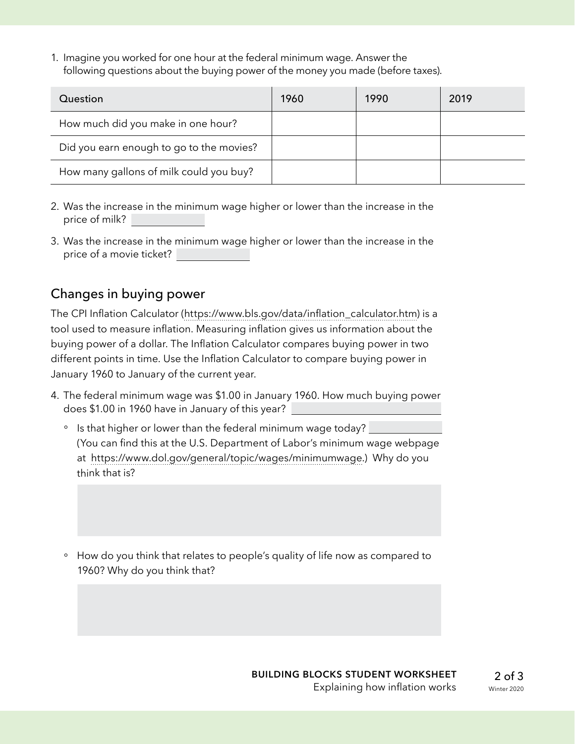1. Imagine you worked for one hour at the federal minimum wage. Answer the following questions about the buying power of the money you made (before taxes).

| Question | 1960 | 1990 | 2019 |
| --- | --- | --- | --- |
| How much did you make in one hour? | | | |
| Did you earn enough to go to the movies? | | | |
| How many gallons of milk could you buy? | | | |

2. Was the increase in the minimum wage higher or lower than the increase in the price of milk? ____________

3. Was the increase in the minimum wage higher or lower than the increase in the price of a movie ticket? ____________

## Changes in buying power

The CPI Inflation Calculator (https://www.bls.gov/data/inflation_calculator.htm) is a tool used to measure inflation. Measuring inflation gives us information about the buying power of a dollar. The Inflation Calculator compares buying power in two different points in time. Use the Inflation Calculator to compare buying power in January 1960 to January of the current year.

4. The federal minimum wage was $1.00 in January 1960. How much buying power does $1.00 in 1960 have in January of this year? ____________

   - Is that higher or lower than the federal minimum wage today? ____________ (You can find this at the U.S. Department of Labor's minimum wage webpage at https://www.dol.gov/general/topic/wages/minimumwage.) Why do you think that is?

   - How do you think that relates to people's quality of life now as compared to 1960? Why do you think that?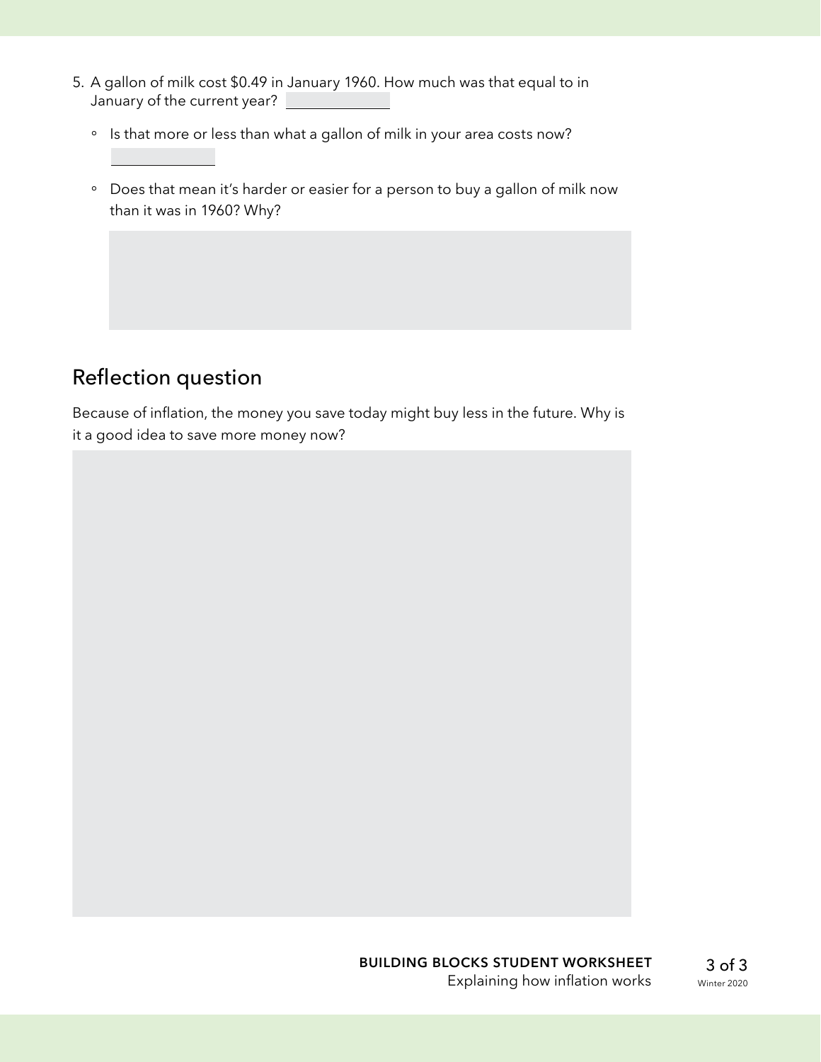5. A gallon of milk cost $0.49 in January 1960. How much was that equal to in January of the current year?

    - Is that more or less than what a gallon of milk in your area costs now?

    - Does that mean it's harder or easier for a person to buy a gallon of milk now than it was in 1960? Why?

## Reflection question

Because of inflation, the money you save today might buy less in the future. Why is it a good idea to save more money now?